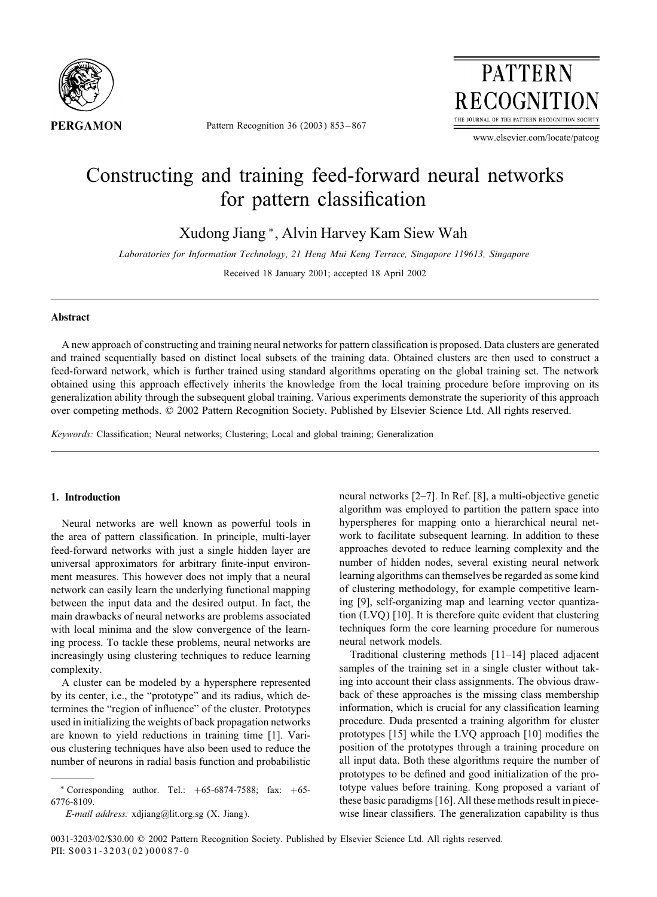# Constructing and training feed-forward neural networks for pattern classification

Xudong Jiang*, Alvin Harvey Kam Siew Wah

*Laboratories for Information Technology, 21 Heng Mui Keng Terrace, Singapore 119613, Singapore*

Received 18 January 2001; accepted 18 April 2002

## Abstract

A new approach of constructing and training neural networks for pattern classification is proposed. Data clusters are generated and trained sequentially based on distinct local subsets of the training data. Obtained clusters are then used to construct a feed-forward network, which is further trained using standard algorithms operating on the global training set. The network obtained using this approach effectively inherits the knowledge from the local training procedure before improving on its generalization ability through the subsequent global training. Various experiments demonstrate the superiority of this approach over competing methods. © 2002 Pattern Recognition Society. Published by Elsevier Science Ltd. All rights reserved.

*Keywords:* Classification; Neural networks; Clustering; Local and global training; Generalization

## 1. Introduction

Neural networks are well known as powerful tools in the area of pattern classification. In principle, multi-layer feed-forward networks with just a single hidden layer are universal approximators for arbitrary finite-input environment measures. This however does not imply that a neural network can easily learn the underlying functional mapping between the input data and the desired output. In fact, the main drawbacks of neural networks are problems associated with local minima and the slow convergence of the learning process. To tackle these problems, neural networks are increasingly using clustering techniques to reduce learning complexity.

A cluster can be modeled by a hypersphere represented by its center, i.e., the "prototype" and its radius, which determines the "region of influence" of the cluster. Prototypes used in initializing the weights of back propagation networks are known to yield reductions in training time [1]. Various clustering techniques have also been used to reduce the number of neurons in radial basis function and probabilistic neural networks [2–7]. In Ref. [8], a multi-objective genetic algorithm was employed to partition the pattern space into hyperspheres for mapping onto a hierarchical neural network to facilitate subsequent learning. In addition to these approaches devoted to reduce learning complexity and the number of hidden nodes, several existing neural network learning algorithms can themselves be regarded as some kind of clustering methodology, for example competitive learning [9], self-organizing map and learning vector quantization (LVQ) [10]. It is therefore quite evident that clustering techniques form the core learning procedure for numerous neural network models.

Traditional clustering methods [11–14] placed adjacent samples of the training set in a single cluster without taking into account their class assignments. The obvious drawback of these approaches is the missing class membership information, which is crucial for any classification learning procedure. Duda presented a training algorithm for cluster prototypes [15] while the LVQ approach [10] modifies the position of the prototypes through a training procedure on all input data. Both these algorithms require the number of prototypes to be defined and good initialization of the prototype values before training. Kong proposed a variant of these basic paradigms [16]. All these methods result in piecewise linear classifiers. The generalization capability is thus

---

* Corresponding author. Tel.: +65-6874-7588; fax: +65-6776-8109.

*E-mail address:* xdjiang@lit.org.sg (X. Jiang).

0031-3203/02/$30.00 © 2002 Pattern Recognition Society. Published by Elsevier Science Ltd. All rights reserved.
PII: S0031-3203(02)00087-0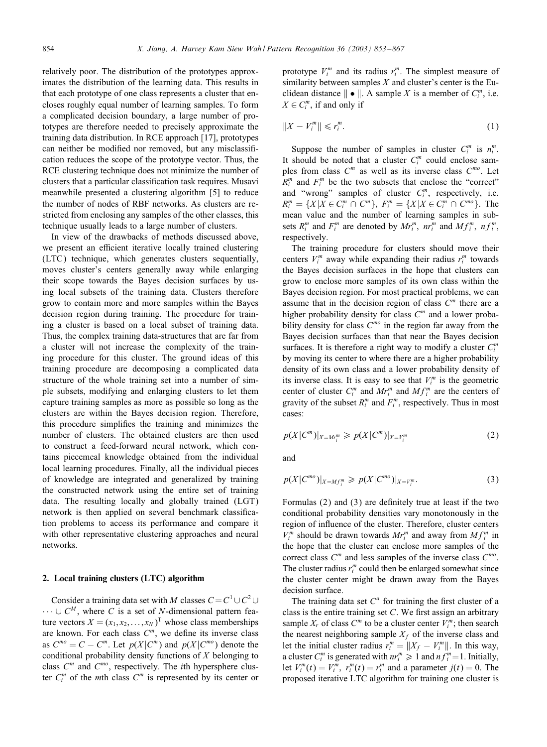relatively poor. The distribution of the prototypes approximates the distribution of the learning data. This results in that each prototype of one class represents a cluster that encloses roughly equal number of learning samples. To form a complicated decision boundary, a large number of prototypes are therefore needed to precisely approximate the training data distribution. In RCE approach [17], prototypes can neither be modified nor removed, but any misclassification reduces the scope of the prototype vector. Thus, the RCE clustering technique does not minimize the number of clusters that a particular classification task requires. Musavi meanwhile presented a clustering algorithm [5] to reduce the number of nodes of RBF networks. As clusters are restricted from enclosing any samples of the other classes, this technique usually leads to a large number of clusters.

In view of the drawbacks of methods discussed above, we present an efficient iterative locally trained clustering (LTC) technique, which generates clusters sequentially, moves cluster's centers generally away while enlarging their scope towards the Bayes decision surfaces by using local subsets of the training data. Clusters therefore grow to contain more and more samples within the Bayes decision region during training. The procedure for training a cluster is based on a local subset of training data. Thus, the complex training data-structures that are far from a cluster will not increase the complexity of the training procedure for this cluster. The ground ideas of this training procedure are decomposing a complicated data structure of the whole training set into a number of simple subsets, modifying and enlarging clusters to let them capture training samples as more as possible so long as the clusters are within the Bayes decision region. Therefore, this procedure simplifies the training and minimizes the number of clusters. The obtained clusters are then used to construct a feed-forward neural network, which contains piecemeal knowledge obtained from the individual local learning procedures. Finally, all the individual pieces of knowledge are integrated and generalized by training the constructed network using the entire set of training data. The resulting locally and globally trained (LGT) network is then applied on several benchmark classification problems to access its performance and compare it with other representative clustering approaches and neural networks.

## 2. Local training clusters (LTC) algorithm

Consider a training data set with $M$ classes $C = C^1 \cup C^2 \cup \cdots \cup C^M$, where $C$ is a set of $N$-dimensional pattern feature vectors $X = (x_1, x_2, \ldots, x_N)^T$ whose class memberships are known. For each class $C^m$, we define its inverse class as $C^{mo} = C - C^m$. Let $p(X|C^m)$ and $p(X|C^{mo})$ denote the conditional probability density functions of $X$ belonging to class $C^m$ and $C^{mo}$, respectively. The $i$th hypersphere cluster $C_i^m$ of the $m$th class $C^m$ is represented by its center or prototype $V_i^m$ and its radius $r_i^m$. The simplest measure of similarity between samples $X$ and cluster's center is the Euclidean distance $\| \bullet \|$. A sample $X$ is a member of $C_i^m$, i.e. $X \in C_i^m$, if and only if

$$\|X - V_i^m\| \leqslant r_i^m. \tag{1}$$

Suppose the number of samples in cluster $C_i^m$ is $n_i^m$. It should be noted that a cluster $C_i^m$ could enclose samples from class $C^m$ as well as its inverse class $C^{mo}$. Let $R_i^m$ and $F_i^m$ be the two subsets that enclose the "correct" and "wrong" samples of cluster $C_i^m$, respectively, i.e. $R_i^m = \{X | X \in C_i^m \cap C^m\}$, $F_i^m = \{X | X \in C_i^m \cap C^{mo}\}$. The mean value and the number of learning samples in subsets $R_i^m$ and $F_i^m$ are denoted by $Mr_i^m$, $nr_i^m$ and $Mf_i^m$, $nf_i^m$, respectively.

The training procedure for clusters should move their centers $V_i^m$ away while expanding their radius $r_i^m$ towards the Bayes decision surfaces in the hope that clusters can grow to enclose more samples of its own class within the Bayes decision region. For most practical problems, we can assume that in the decision region of class $C^m$ there are a higher probability density for class $C^m$ and a lower probability density for class $C^{mo}$ in the region far away from the Bayes decision surfaces than that near the Bayes decision surfaces. It is therefore a right way to modify a cluster $C_i^m$ by moving its center to where there are a higher probability density of its own class and a lower probability density of its inverse class. It is easy to see that $V_i^m$ is the geometric center of cluster $C_i^m$ and $Mr_i^m$ and $Mf_i^m$ are the centers of gravity of the subset $R_i^m$ and $F_i^m$, respectively. Thus in most cases:

$$p(X|C^m)|_{X=Mr_i^m} \geqslant p(X|C^m)|_{X=V_i^m} \tag{2}$$

and

$$p(X|C^{mo})|_{X=Mf_i^m} \geqslant p(X|C^{mo})|_{X=V_i^m}. \tag{3}$$

Formulas (2) and (3) are definitely true at least if the two conditional probability densities vary monotonously in the region of influence of the cluster. Therefore, cluster centers $V_i^m$ should be drawn towards $Mr_i^m$ and away from $Mf_i^m$ in the hope that the cluster can enclose more samples of the correct class $C^m$ and less samples of the inverse class $C^{mo}$. The cluster radius $r_i^m$ could then be enlarged somewhat since the cluster center might be drawn away from the Bayes decision surface.

The training data set $C^a$ for training the first cluster of a class is the entire training set $C$. We first assign an arbitrary sample $X_r$ of class $C^m$ to be a cluster center $V_i^m$; then search the nearest neighboring sample $X_f$ of the inverse class and let the initial cluster radius $r_i^m = \|X_f - V_i^m\|$. In this way, a cluster $C_i^m$ is generated with $nr_i^m \geqslant 1$ and $nf_i^m = 1$. Initially, let $V_i^m(t) = V_i^m$, $r_i^m(t) = r_i^m$ and a parameter $j(t) = 0$. The proposed iterative LTC algorithm for training one cluster is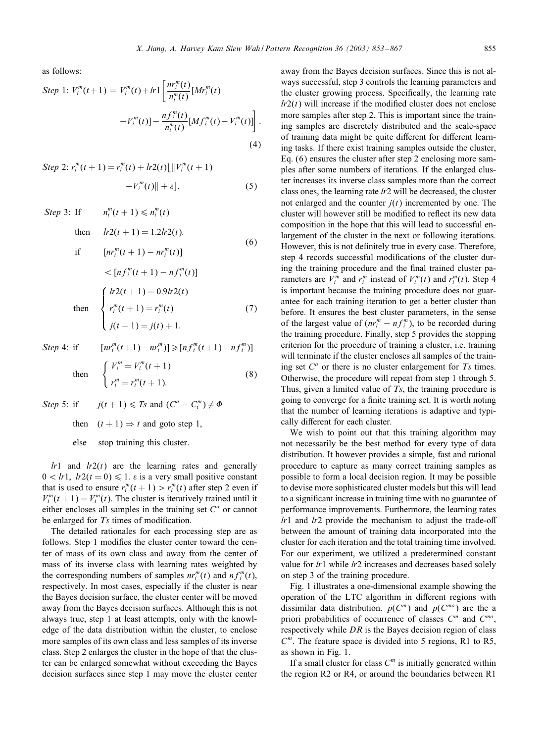as follows:

$$\textit{Step 1: } V_i^m(t+1) = V_i^m(t) + lr1\left[\frac{nr_i^m(t)}{n_i^m(t)}[Mr_i^m(t) - V_i^m(t)] - \frac{nf_i^m(t)}{n_i^m(t)}[Mf_i^m(t) - V_i^m(t)]\right]. \tag{4}$$

$$\textit{Step 2: } r_i^m(t+1) = r_i^m(t) + lr2(t)\lfloor \|V_i^m(t+1) - V_i^m(t)\| + \varepsilon \rfloor. \tag{5}$$

$$\textit{Step 3: } \text{If} \quad n_i^m(t+1) \leqslant n_i^m(t) \quad \text{then} \quad lr2(t+1) = 1.2lr2(t). \tag{6}$$

$$\text{if} \quad [nr_i^m(t+1) - nr_i^m(t)] < [nf_i^m(t+1) - nf_i^m(t)] \quad \text{then} \quad \begin{cases} lr2(t+1) = 0.9lr2(t) \\ r_i^m(t+1) = r_i^m(t) \\ j(t+1) = j(t) + 1. \end{cases} \tag{7}$$

$$\textit{Step 4: } \text{if} \quad [nr_i^m(t+1) - nr_i^m)] \geqslant [nf_i^m(t+1) - nf_i^m)] \quad \text{then} \quad \begin{cases} V_i^m = V_i^m(t+1) \\ r_i^m = r_i^m(t+1). \end{cases} \tag{8}$$

*Step 5*: if $\quad j(t+1) \leqslant Ts$ and $(C^a - C_i^m) \neq \Phi$

then $\quad (t+1) \Rightarrow t$ and goto step 1,

else $\quad$ stop training this cluster.

$lr1$ and $lr2(t)$ are the learning rates and generally $0 < lr1,\ lr2(t=0) \leqslant 1$. $\varepsilon$ is a very small positive constant that is used to ensure $r_i^m(t+1) > r_i^m(t)$ after step 2 even if $V_i^m(t+1) = V_i^m(t)$. The cluster is iteratively trained until it either encloses all samples in the training set $C^a$ or cannot be enlarged for $Ts$ times of modification.

The detailed rationales for each processing step are as follows. Step 1 modifies the cluster center toward the center of mass of its own class and away from the center of mass of its inverse class with learning rates weighted by the corresponding numbers of samples $nr_i^m(t)$ and $nf_i^m(t)$, respectively. In most cases, especially if the cluster is near the Bayes decision surface, the cluster center will be moved away from the Bayes decision surfaces. Although this is not always true, step 1 at least attempts, only with the knowledge of the data distribution within the cluster, to enclose more samples of its own class and less samples of its inverse class. Step 2 enlarges the cluster in the hope of that the cluster can be enlarged somewhat without exceeding the Bayes decision surfaces since step 1 may move the cluster center away from the Bayes decision surfaces. Since this is not always successful, step 3 controls the learning parameters and the cluster growing process. Specifically, the learning rate $lr2(t)$ will increase if the modified cluster does not enclose more samples after step 2. This is important since the training samples are discretely distributed and the scale-space of training data might be quite different for different learning tasks. If there exist training samples outside the cluster, Eq. (6) ensures the cluster after step 2 enclosing more samples after some numbers of iterations. If the enlarged cluster increases its inverse class samples more than the correct class ones, the learning rate $lr2$ will be decreased, the cluster not enlarged and the counter $j(t)$ incremented by one. The cluster will however still be modified to reflect its new data composition in the hope that this will lead to successful enlargement of the cluster in the next or following iterations. However, this is not definitely true in every case. Therefore, step 4 records successful modifications of the cluster during the training procedure and the final trained cluster parameters are $V_i^m$ and $r_i^m$ instead of $V_i^m(t)$ and $r_i^m(t)$. Step 4 is important because the training procedure does not guarantee for each training iteration to get a better cluster than before. It ensures the best cluster parameters, in the sense of the largest value of $(nr_i^m - nf_i^m)$, to be recorded during the training procedure. Finally, step 5 provides the stopping criterion for the procedure of training a cluster, i.e. training will terminate if the cluster encloses all samples of the training set $C^a$ or there is no cluster enlargement for $Ts$ times. Otherwise, the procedure will repeat from step 1 through 5. Thus, given a limited value of $Ts$, the training procedure is going to converge for a finite training set. It is worth noting that the number of learning iterations is adaptive and typically different for each cluster.

We wish to point out that this training algorithm may not necessarily be the best method for every type of data distribution. It however provides a simple, fast and rational procedure to capture as many correct training samples as possible to form a local decision region. It may be possible to devise more sophisticated cluster models but this will lead to a significant increase in training time with no guarantee of performance improvements. Furthermore, the learning rates $lr1$ and $lr2$ provide the mechanism to adjust the trade-off between the amount of training data incorporated into the cluster for each iteration and the total training time involved. For our experiment, we utilized a predetermined constant value for $lr1$ while $lr2$ increases and decreases based solely on step 3 of the training procedure.

Fig. 1 illustrates a one-dimensional example showing the operation of the LTC algorithm in different regions with dissimilar data distribution. $p(C^m)$ and $p(C^{mo})$ are the a priori probabilities of occurrence of classes $C^m$ and $C^{mo}$, respectively while $DR$ is the Bayes decision region of class $C^m$. The feature space is divided into 5 regions, R1 to R5, as shown in Fig. 1.

If a small cluster for class $C^m$ is initially generated within the region R2 or R4, or around the boundaries between R1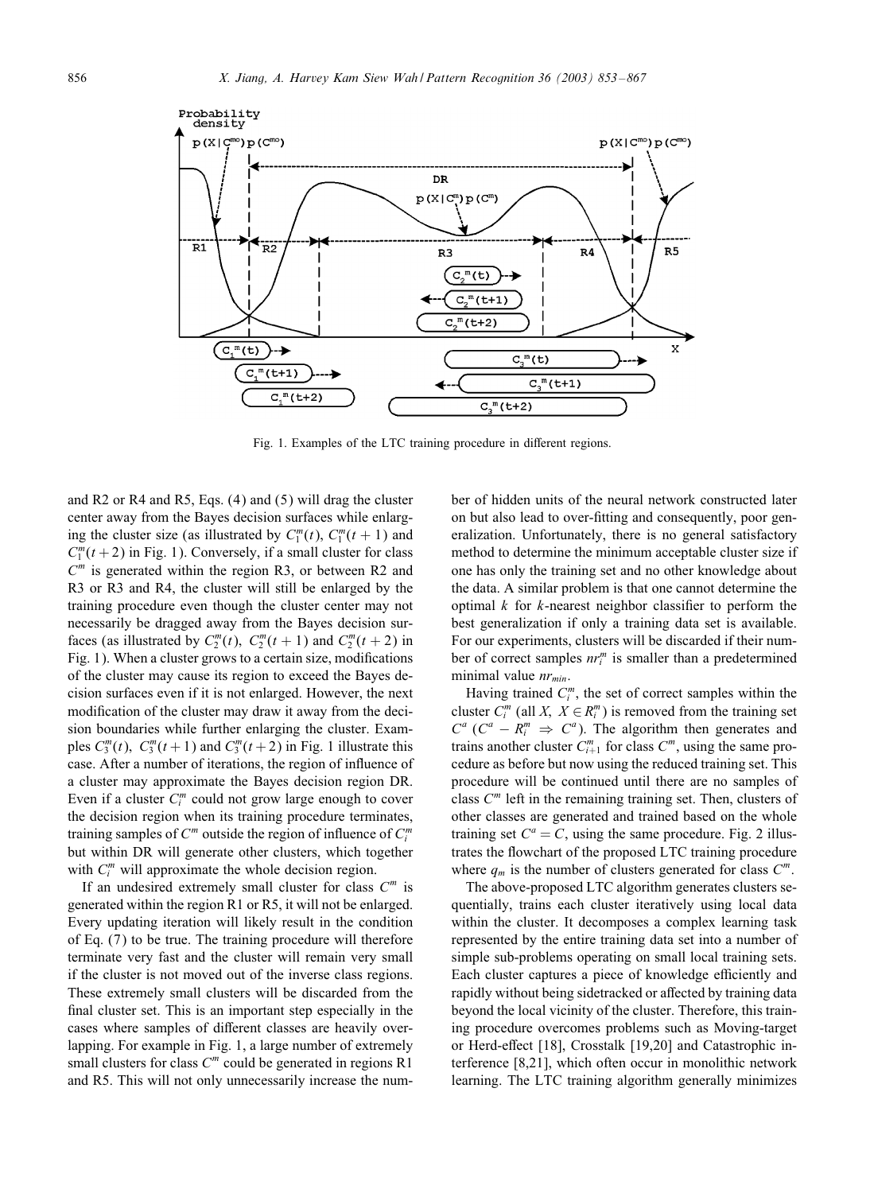Fig. 1. Examples of the LTC training procedure in different regions.

and R2 or R4 and R5, Eqs. (4) and (5) will drag the cluster center away from the Bayes decision surfaces while enlarging the cluster size (as illustrated by $C_1^m(t)$, $C_1^m(t+1)$ and $C_1^m(t+2)$ in Fig. 1). Conversely, if a small cluster for class $C^m$ is generated within the region R3, or between R2 and R3 or R3 and R4, the cluster will still be enlarged by the training procedure even though the cluster center may not necessarily be dragged away from the Bayes decision surfaces (as illustrated by $C_2^m(t)$, $C_2^m(t+1)$ and $C_2^m(t+2)$ in Fig. 1). When a cluster grows to a certain size, modifications of the cluster may cause its region to exceed the Bayes decision surfaces even if it is not enlarged. However, the next modification of the cluster may draw it away from the decision boundaries while further enlarging the cluster. Examples $C_3^m(t)$, $C_3^m(t+1)$ and $C_3^m(t+2)$ in Fig. 1 illustrate this case. After a number of iterations, the region of influence of a cluster may approximate the Bayes decision region DR. Even if a cluster $C_i^m$ could not grow large enough to cover the decision region when its training procedure terminates, training samples of $C^m$ outside the region of influence of $C_i^m$ but within DR will generate other clusters, which together with $C_i^m$ will approximate the whole decision region.

If an undesired extremely small cluster for class $C^m$ is generated within the region R1 or R5, it will not be enlarged. Every updating iteration will likely result in the condition of Eq. (7) to be true. The training procedure will therefore terminate very fast and the cluster will remain very small if the cluster is not moved out of the inverse class regions. These extremely small clusters will be discarded from the final cluster set. This is an important step especially in the cases where samples of different classes are heavily overlapping. For example in Fig. 1, a large number of extremely small clusters for class $C^m$ could be generated in regions R1 and R5. This will not only unnecessarily increase the number of hidden units of the neural network constructed later on but also lead to over-fitting and consequently, poor generalization. Unfortunately, there is no general satisfactory method to determine the minimum acceptable cluster size if one has only the training set and no other knowledge about the data. A similar problem is that one cannot determine the optimal $k$ for $k$-nearest neighbor classifier to perform the best generalization if only a training data set is available. For our experiments, clusters will be discarded if their number of correct samples $nr_i^m$ is smaller than a predetermined minimal value $nr_{min}$.

Having trained $C_i^m$, the set of correct samples within the cluster $C_i^m$ (all $X$, $X \in R_i^m$) is removed from the training set $C^a$ ($C^a - R_i^m \Rightarrow C^a$). The algorithm then generates and trains another cluster $C_{i+1}^m$ for class $C^m$, using the same procedure as before but now using the reduced training set. This procedure will be continued until there are no samples of class $C^m$ left in the remaining training set. Then, clusters of other classes are generated and trained based on the whole training set $C^a = C$, using the same procedure. Fig. 2 illustrates the flowchart of the proposed LTC training procedure where $q_m$ is the number of clusters generated for class $C^m$.

The above-proposed LTC algorithm generates clusters sequentially, trains each cluster iteratively using local data within the cluster. It decomposes a complex learning task represented by the entire training data set into a number of simple sub-problems operating on small local training sets. Each cluster captures a piece of knowledge efficiently and rapidly without being sidetracked or affected by training data beyond the local vicinity of the cluster. Therefore, this training procedure overcomes problems such as Moving-target or Herd-effect [18], Crosstalk [19,20] and Catastrophic interference [8,21], which often occur in monolithic network learning. The LTC training algorithm generally minimizes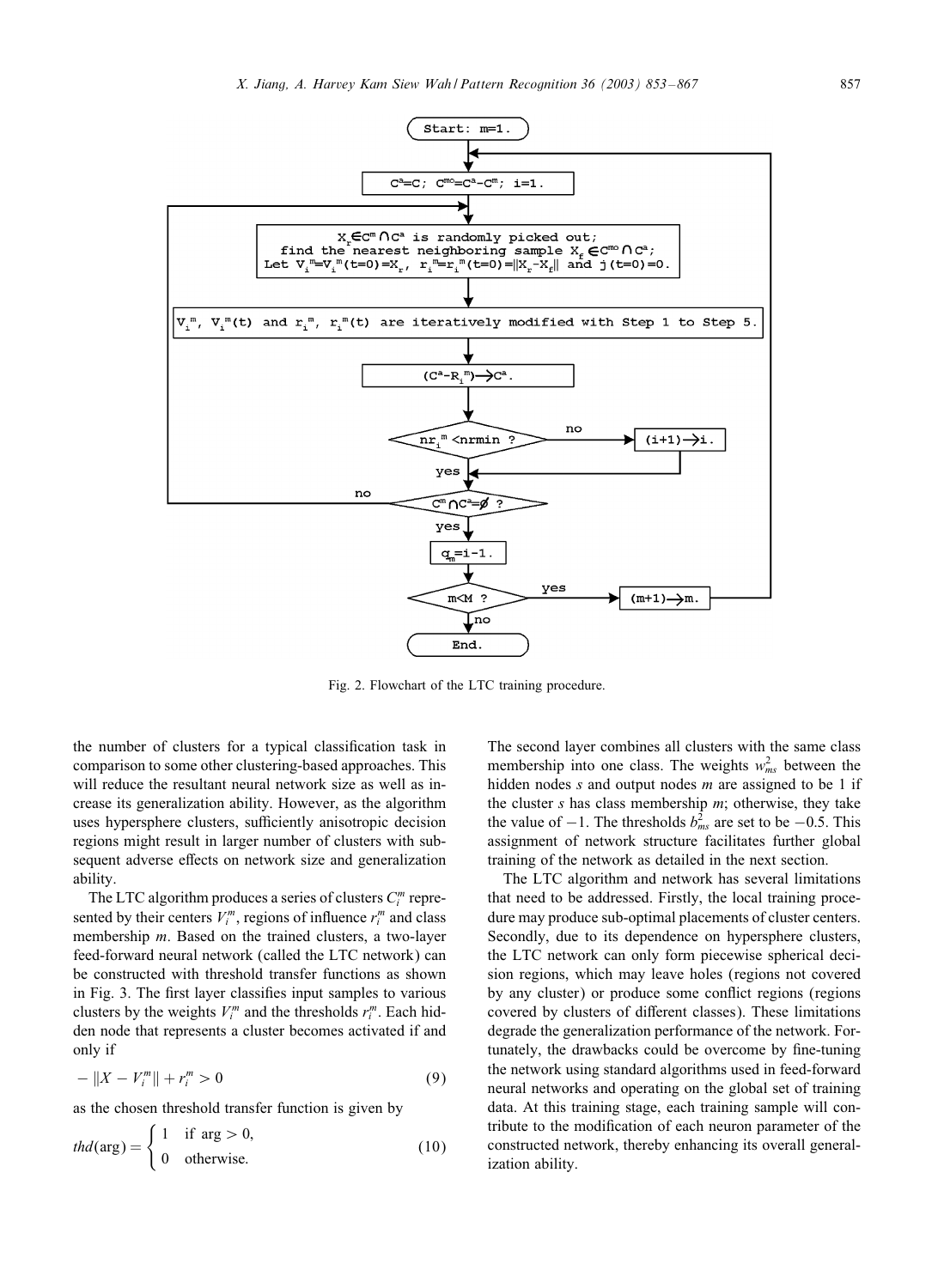Fig. 2. Flowchart of the LTC training procedure.

the number of clusters for a typical classification task in comparison to some other clustering-based approaches. This will reduce the resultant neural network size as well as increase its generalization ability. However, as the algorithm uses hypersphere clusters, sufficiently anisotropic decision regions might result in larger number of clusters with subsequent adverse effects on network size and generalization ability.

The LTC algorithm produces a series of clusters $C_i^m$ represented by their centers $V_i^m$, regions of influence $r_i^m$ and class membership $m$. Based on the trained clusters, a two-layer feed-forward neural network (called the LTC network) can be constructed with threshold transfer functions as shown in Fig. 3. The first layer classifies input samples to various clusters by the weights $V_i^m$ and the thresholds $r_i^m$. Each hidden node that represents a cluster becomes activated if and only if

$$-\|X - V_i^m\| + r_i^m > 0 \tag{9}$$

as the chosen threshold transfer function is given by

$$thd(\text{arg}) = \begin{cases} 1 & \text{if arg} > 0, \\ 0 & \text{otherwise.} \end{cases} \tag{10}$$

The second layer combines all clusters with the same class membership into one class. The weights $w_{ms}^2$ between the hidden nodes $s$ and output nodes $m$ are assigned to be 1 if the cluster $s$ has class membership $m$; otherwise, they take the value of $-1$. The thresholds $b_{ms}^2$ are set to be $-0.5$. This assignment of network structure facilitates further global training of the network as detailed in the next section.

The LTC algorithm and network has several limitations that need to be addressed. Firstly, the local training procedure may produce sub-optimal placements of cluster centers. Secondly, due to its dependence on hypersphere clusters, the LTC network can only form piecewise spherical decision regions, which may leave holes (regions not covered by any cluster) or produce some conflict regions (regions covered by clusters of different classes). These limitations degrade the generalization performance of the network. Fortunately, the drawbacks could be overcome by fine-tuning the network using standard algorithms used in feed-forward neural networks and operating on the global set of training data. At this training stage, each training sample will contribute to the modification of each neuron parameter of the constructed network, thereby enhancing its overall generalization ability.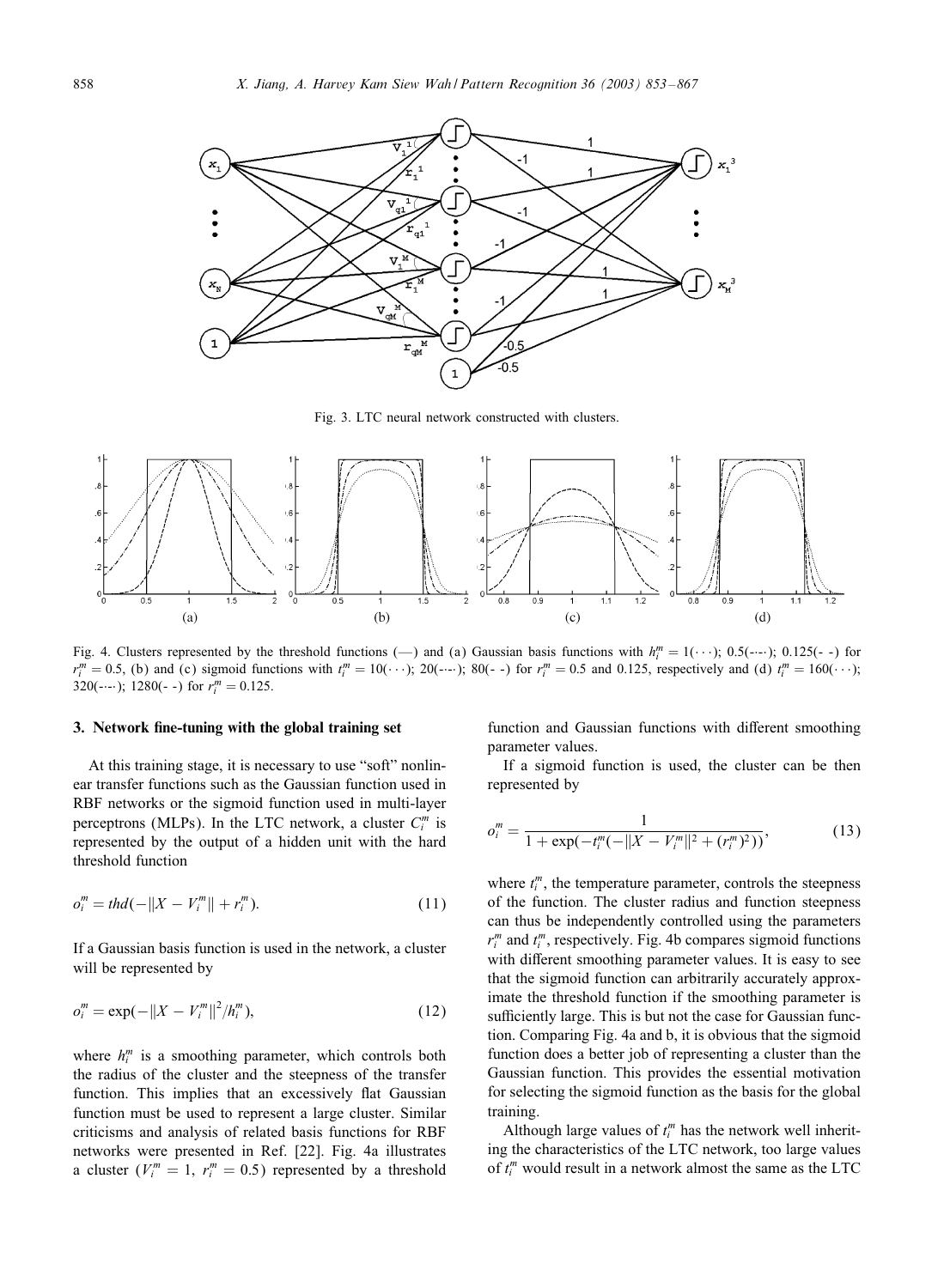Fig. 3. LTC neural network constructed with clusters.

Fig. 4. Clusters represented by the threshold functions (—) and (a) Gaussian basis functions with $h_i^m = 1(\cdots)$; $0.5(\text{-}\cdot\text{-}\cdot)$; $0.125(\text{- -})$ for $r_i^m = 0.5$, (b) and (c) sigmoid functions with $t_i^m = 10(\cdots)$; $20(\text{-}\cdot\text{-}\cdot)$; $80(\text{- -})$ for $r_i^m = 0.5$ and 0.125, respectively and (d) $t_i^m = 160(\cdots)$; $320(\text{-}\cdot\text{-}\cdot)$; $1280(\text{- -})$ for $r_i^m = 0.125$.

## 3. Network fine-tuning with the global training set

At this training stage, it is necessary to use "soft" nonlinear transfer functions such as the Gaussian function used in RBF networks or the sigmoid function used in multi-layer perceptrons (MLPs). In the LTC network, a cluster $C_i^m$ is represented by the output of a hidden unit with the hard threshold function

$$o_i^m = thd(-\|X - V_i^m\| + r_i^m). \tag{11}$$

If a Gaussian basis function is used in the network, a cluster will be represented by

$$o_i^m = \exp(-\|X - V_i^m\|^2/h_i^m), \tag{12}$$

where $h_i^m$ is a smoothing parameter, which controls both the radius of the cluster and the steepness of the transfer function. This implies that an excessively flat Gaussian function must be used to represent a large cluster. Similar criticisms and analysis of related basis functions for RBF networks were presented in Ref. [22]. Fig. 4a illustrates a cluster ($V_i^m = 1$, $r_i^m = 0.5$) represented by a threshold function and Gaussian functions with different smoothing parameter values.

If a sigmoid function is used, the cluster can be then represented by

$$o_i^m = \frac{1}{1 + \exp(-t_i^m(-\|X - V_i^m\|^2 + (r_i^m)^2))}, \tag{13}$$

where $t_i^m$, the temperature parameter, controls the steepness of the function. The cluster radius and function steepness can thus be independently controlled using the parameters $r_i^m$ and $t_i^m$, respectively. Fig. 4b compares sigmoid functions with different smoothing parameter values. It is easy to see that the sigmoid function can arbitrarily accurately approximate the threshold function if the smoothing parameter is sufficiently large. This is but not the case for Gaussian function. Comparing Fig. 4a and b, it is obvious that the sigmoid function does a better job of representing a cluster than the Gaussian function. This provides the essential motivation for selecting the sigmoid function as the basis for the global training.

Although large values of $t_i^m$ has the network well inheriting the characteristics of the LTC network, too large values of $t_i^m$ would result in a network almost the same as the LTC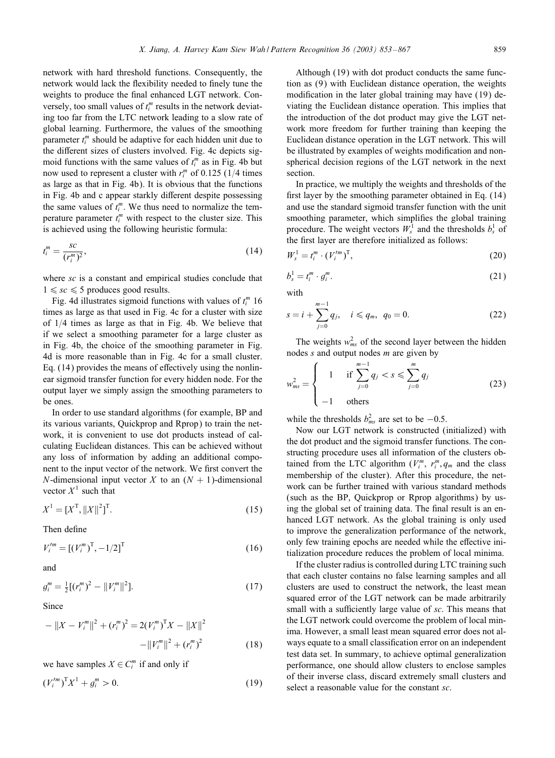network with hard threshold functions. Consequently, the network would lack the flexibility needed to finely tune the weights to produce the final enhanced LGT network. Conversely, too small values of $t_i^m$ results in the network deviating too far from the LTC network leading to a slow rate of global learning. Furthermore, the values of the smoothing parameter $t_i^m$ should be adaptive for each hidden unit due to the different sizes of clusters involved. Fig. 4c depicts sigmoid functions with the same values of $t_i^m$ as in Fig. 4b but now used to represent a cluster with $r_i^m$ of 0.125 (1/4 times as large as that in Fig. 4b). It is obvious that the functions in Fig. 4b and c appear starkly different despite possessing the same values of $t_i^m$. We thus need to normalize the temperature parameter $t_i^m$ with respect to the cluster size. This is achieved using the following heuristic formula:

$$t_i^m = \frac{sc}{(r_i^m)^2}, \tag{14}$$

where $sc$ is a constant and empirical studies conclude that $1 \leqslant sc \leqslant 5$ produces good results.

Fig. 4d illustrates sigmoid functions with values of $t_i^m$ 16 times as large as that used in Fig. 4c for a cluster with size of 1/4 times as large as that in Fig. 4b. We believe that if we select a smoothing parameter for a large cluster as in Fig. 4b, the choice of the smoothing parameter in Fig. 4d is more reasonable than in Fig. 4c for a small cluster. Eq. (14) provides the means of effectively using the nonlinear sigmoid transfer function for every hidden node. For the output layer we simply assign the smoothing parameters to be ones.

In order to use standard algorithms (for example, BP and its various variants, Quickprop and Rprop) to train the network, it is convenient to use dot products instead of calculating Euclidean distances. This can be achieved without any loss of information by adding an additional component to the input vector of the network. We first convert the $N$-dimensional input vector $X$ to an $(N+1)$-dimensional vector $X^1$ such that

$$X^1 = [X^{\mathrm{T}}, \|X\|^2]^{\mathrm{T}}. \tag{15}$$

Then define

$$V_i'^m = [(V_i^m)^{\mathrm{T}}, -1/2]^{\mathrm{T}} \tag{16}$$

and

$$g_i^m = \tfrac{1}{2}[(r_i^m)^2 - \|V_i^m\|^2]. \tag{17}$$

Since

$$-\|X - V_i^m\|^2 + (r_i^m)^2 = 2(V_i^m)^{\mathrm{T}} X - \|X\|^2 - \|V_i^m\|^2 + (r_i^m)^2 \tag{18}$$

we have samples $X \in C_i^m$ if and only if

$$(V_i'^m)^{\mathrm{T}} X^1 + g_i^m > 0. \tag{19}$$

Although (19) with dot product conducts the same function as (9) with Euclidean distance operation, the weights modification in the later global training may have (19) deviating the Euclidean distance operation. This implies that the introduction of the dot product may give the LGT network more freedom for further training than keeping the Euclidean distance operation in the LGT network. This will be illustrated by examples of weights modification and non-spherical decision regions of the LGT network in the next section.

In practice, we multiply the weights and thresholds of the first layer by the smoothing parameter obtained in Eq. (14) and use the standard sigmoid transfer function with the unit smoothing parameter, which simplifies the global training procedure. The weight vectors $W_s^1$ and the thresholds $b_s^1$ of the first layer are therefore initialized as follows:

$$W_s^1 = t_i^m \cdot (V_i'^m)^{\mathrm{T}}, \tag{20}$$

$$b_s^1 = t_i^m \cdot g_i^m. \tag{21}$$

with

$$s = i + \sum_{j=0}^{m-1} q_j, \quad i \leqslant q_m, \; q_0 = 0. \tag{22}$$

The weights $w_{ms}^2$ of the second layer between the hidden nodes $s$ and output nodes $m$ are given by

$$w_{ms}^2 = \begin{cases} 1 & \text{if } \sum_{j=0}^{m-1} q_j < s \leqslant \sum_{j=0}^{m} q_j \\ -1 & \text{others} \end{cases} \tag{23}$$

while the thresholds $b_{ms}^2$ are set to be $-0.5$.

Now our LGT network is constructed (initialized) with the dot product and the sigmoid transfer functions. The constructing procedure uses all information of the clusters obtained from the LTC algorithm ($V_i^m$, $r_i^m, q_m$ and the class membership of the cluster). After this procedure, the network can be further trained with various standard methods (such as the BP, Quickprop or Rprop algorithms) by using the global set of training data. The final result is an enhanced LGT network. As the global training is only used to improve the generalization performance of the network, only few training epochs are needed while the effective initialization procedure reduces the problem of local minima.

If the cluster radius is controlled during LTC training such that each cluster contains no false learning samples and all clusters are used to construct the network, the least mean squared error of the LGT network can be made arbitrarily small with a sufficiently large value of $sc$. This means that the LGT network could overcome the problem of local minima. However, a small least mean squared error does not always equate to a small classification error on an independent test data set. In summary, to achieve optimal generalization performance, one should allow clusters to enclose samples of their inverse class, discard extremely small clusters and select a reasonable value for the constant $sc$.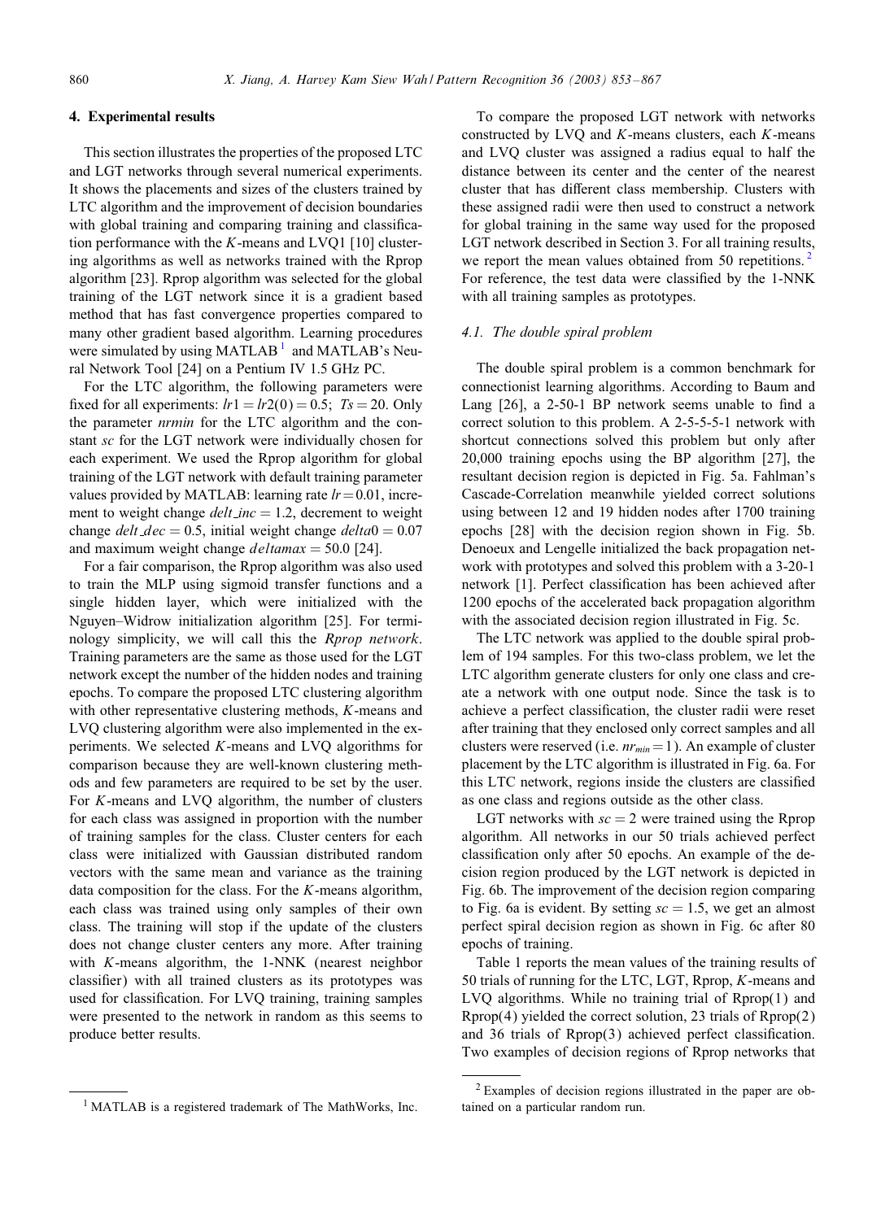## 4. Experimental results

This section illustrates the properties of the proposed LTC and LGT networks through several numerical experiments. It shows the placements and sizes of the clusters trained by LTC algorithm and the improvement of decision boundaries with global training and comparing training and classification performance with the $K$-means and LVQ1 [10] clustering algorithms as well as networks trained with the Rprop algorithm [23]. Rprop algorithm was selected for the global training of the LGT network since it is a gradient based method that has fast convergence properties compared to many other gradient based algorithm. Learning procedures were simulated by using MATLAB [1] and MATLAB's Neural Network Tool [24] on a Pentium IV 1.5 GHz PC.

For the LTC algorithm, the following parameters were fixed for all experiments: $lr1 = lr2(0) = 0.5$; $Ts = 20$. Only the parameter *nrmin* for the LTC algorithm and the constant *sc* for the LGT network were individually chosen for each experiment. We used the Rprop algorithm for global training of the LGT network with default training parameter values provided by MATLAB: learning rate $lr = 0.01$, increment to weight change $delt\_inc = 1.2$, decrement to weight change $delt\_dec = 0.5$, initial weight change $delta0 = 0.07$ and maximum weight change $deltamax = 50.0$ [24].

For a fair comparison, the Rprop algorithm was also used to train the MLP using sigmoid transfer functions and a single hidden layer, which were initialized with the Nguyen–Widrow initialization algorithm [25]. For terminology simplicity, we will call this the *Rprop network*. Training parameters are the same as those used for the LGT network except the number of the hidden nodes and training epochs. To compare the proposed LTC clustering algorithm with other representative clustering methods, $K$-means and LVQ clustering algorithm were also implemented in the experiments. We selected $K$-means and LVQ algorithms for comparison because they are well-known clustering methods and few parameters are required to be set by the user. For $K$-means and LVQ algorithm, the number of clusters for each class was assigned in proportion with the number of training samples for the class. Cluster centers for each class were initialized with Gaussian distributed random vectors with the same mean and variance as the training data composition for the class. For the $K$-means algorithm, each class was trained using only samples of their own class. The training will stop if the update of the clusters does not change cluster centers any more. After training with $K$-means algorithm, the 1-NNK (nearest neighbor classifier) with all trained clusters as its prototypes was used for classification. For LVQ training, training samples were presented to the network in random as this seems to produce better results.

To compare the proposed LGT network with networks constructed by LVQ and $K$-means clusters, each $K$-means and LVQ cluster was assigned a radius equal to half the distance between its center and the center of the nearest cluster that has different class membership. Clusters with these assigned radii were then used to construct a network for global training in the same way used for the proposed LGT network described in Section 3. For all training results, we report the mean values obtained from 50 repetitions. [2] For reference, the test data were classified by the 1-NNK with all training samples as prototypes.

### 4.1. The double spiral problem

The double spiral problem is a common benchmark for connectionist learning algorithms. According to Baum and Lang [26], a 2-50-1 BP network seems unable to find a correct solution to this problem. A 2-5-5-5-1 network with shortcut connections solved this problem but only after 20,000 training epochs using the BP algorithm [27], the resultant decision region is depicted in Fig. 5a. Fahlman's Cascade-Correlation meanwhile yielded correct solutions using between 12 and 19 hidden nodes after 1700 training epochs [28] with the decision region shown in Fig. 5b. Denoeux and Lengelle initialized the back propagation network with prototypes and solved this problem with a 3-20-1 network [1]. Perfect classification has been achieved after 1200 epochs of the accelerated back propagation algorithm with the associated decision region illustrated in Fig. 5c.

The LTC network was applied to the double spiral problem of 194 samples. For this two-class problem, we let the LTC algorithm generate clusters for only one class and create a network with one output node. Since the task is to achieve a perfect classification, the cluster radii were reset after training that they enclosed only correct samples and all clusters were reserved (i.e. $nr_{min} = 1$). An example of cluster placement by the LTC algorithm is illustrated in Fig. 6a. For this LTC network, regions inside the clusters are classified as one class and regions outside as the other class.

LGT networks with $sc = 2$ were trained using the Rprop algorithm. All networks in our 50 trials achieved perfect classification only after 50 epochs. An example of the decision region produced by the LGT network is depicted in Fig. 6b. The improvement of the decision region comparing to Fig. 6a is evident. By setting $sc = 1.5$, we get an almost perfect spiral decision region as shown in Fig. 6c after 80 epochs of training.

Table 1 reports the mean values of the training results of 50 trials of running for the LTC, LGT, Rprop, $K$-means and LVQ algorithms. While no training trial of Rprop(1) and Rprop(4) yielded the correct solution, 23 trials of Rprop(2) and 36 trials of Rprop(3) achieved perfect classification. Two examples of decision regions of Rprop networks that

[1] MATLAB is a registered trademark of The MathWorks, Inc.

[2] Examples of decision regions illustrated in the paper are obtained on a particular random run.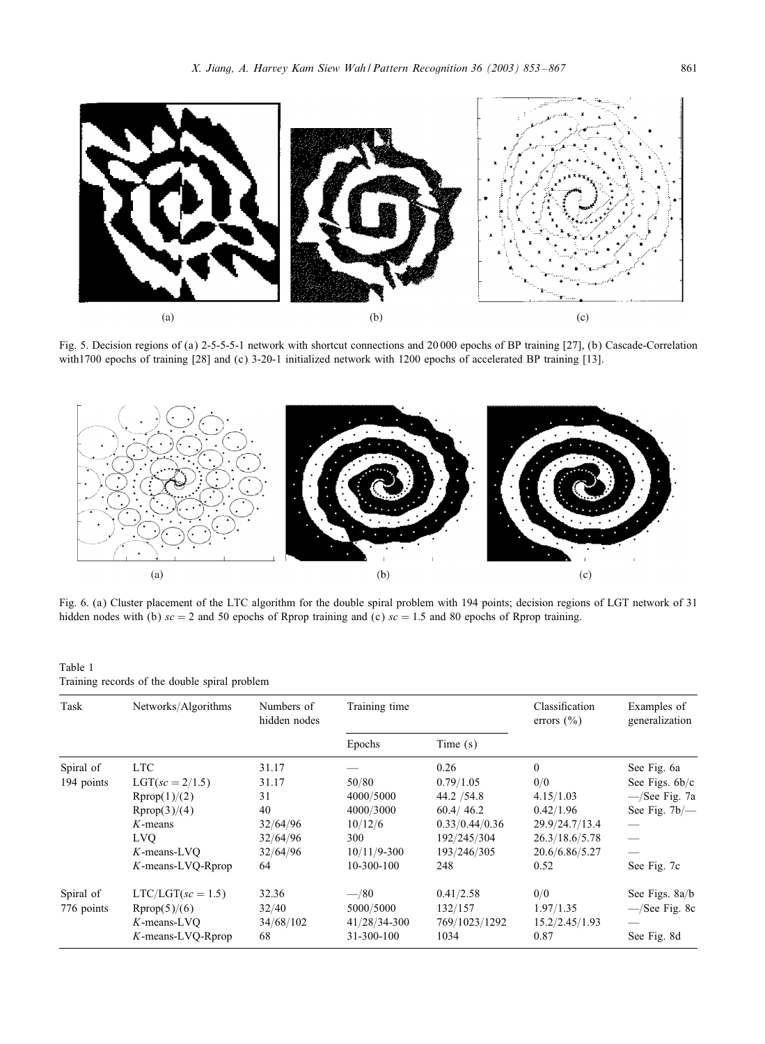Fig. 5. Decision regions of (a) 2-5-5-5-1 network with shortcut connections and 20 000 epochs of BP training [27], (b) Cascade-Correlation with1700 epochs of training [28] and (c) 3-20-1 initialized network with 1200 epochs of accelerated BP training [13].

Fig. 6. (a) Cluster placement of the LTC algorithm for the double spiral problem with 194 points; decision regions of LGT network of 31 hidden nodes with (b) $sc = 2$ and 50 epochs of Rprop training and (c) $sc = 1.5$ and 80 epochs of Rprop training.

Table 1
Training records of the double spiral problem

| Task | Networks/Algorithms | Numbers of hidden nodes | Training time | | Classification errors (%) | Examples of generalization |
|---|---|---|---|---|---|---|
| | | | Epochs | Time (s) | | |
| Spiral of 194 points | LTC | 31.17 | — | 0.26 | 0 | See Fig. 6a |
| | LGT($sc = 2/1.5$) | 31.17 | 50/80 | 0.79/1.05 | 0/0 | See Figs. 6b/c |
| | Rprop(1)/(2) | 31 | 4000/5000 | 44.2 /54.8 | 4.15/1.03 | —/See Fig. 7a |
| | Rprop(3)/(4) | 40 | 4000/3000 | 60.4/ 46.2 | 0.42/1.96 | See Fig. 7b/— |
| | $K$-means | 32/64/96 | 10/12/6 | 0.33/0.44/0.36 | 29.9/24.7/13.4 | — |
| | LVQ | 32/64/96 | 300 | 192/245/304 | 26.3/18.6/5.78 | — |
| | $K$-means-LVQ | 32/64/96 | 10/11/9-300 | 193/246/305 | 20.6/6.86/5.27 | — |
| | $K$-means-LVQ-Rprop | 64 | 10-300-100 | 248 | 0.52 | See Fig. 7c |
| Spiral of 776 points | LTC/LGT($sc = 1.5$) | 32.36 | —/80 | 0.41/2.58 | 0/0 | See Figs. 8a/b |
| | Rprop(5)/(6) | 32/40 | 5000/5000 | 132/157 | 1.97/1.35 | —/See Fig. 8c |
| | $K$-means-LVQ | 34/68/102 | 41/28/34-300 | 769/1023/1292 | 15.2/2.45/1.93 | — |
| | $K$-means-LVQ-Rprop | 68 | 31-300-100 | 1034 | 0.87 | See Fig. 8d |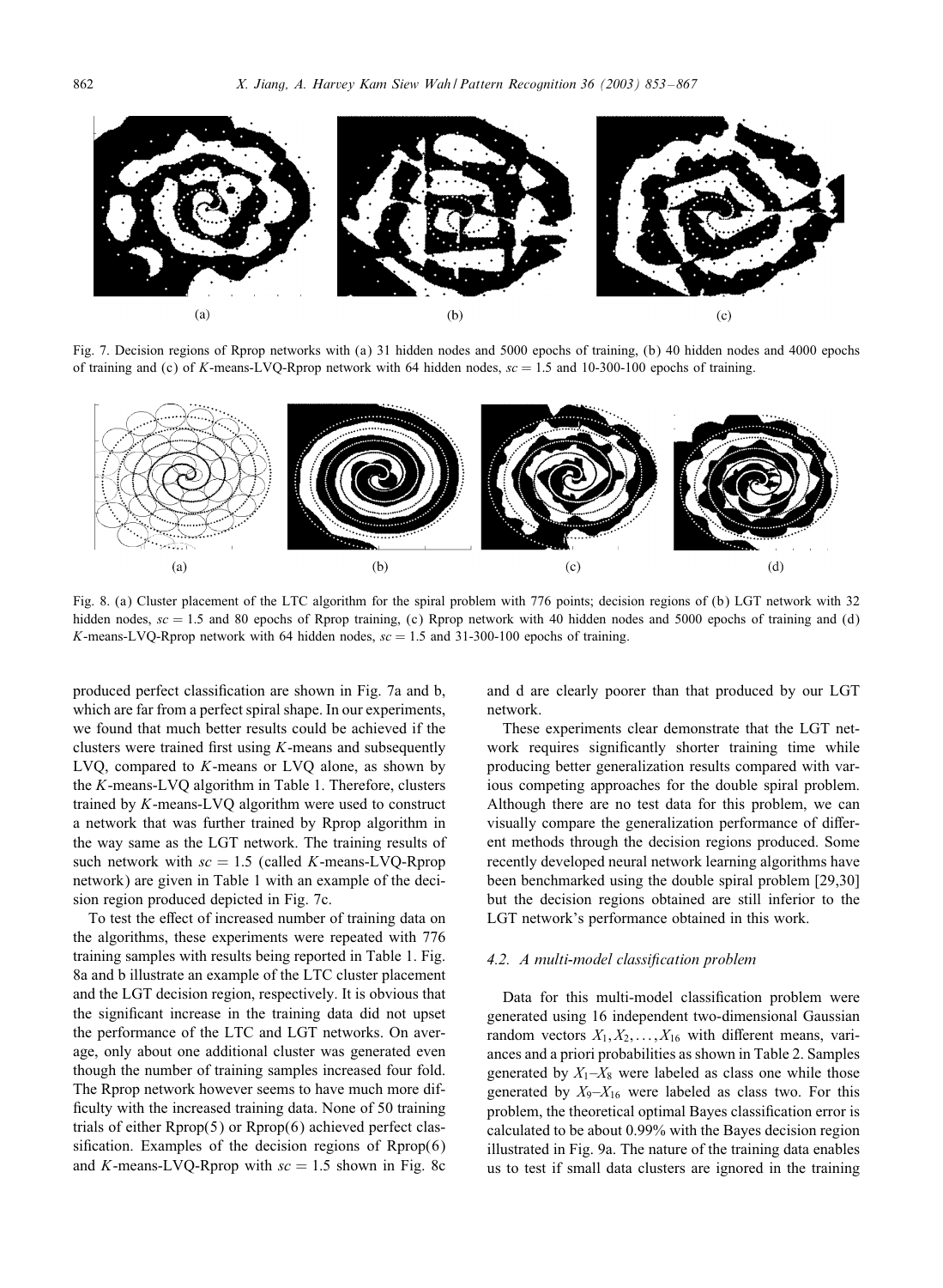Fig. 7. Decision regions of Rprop networks with (a) 31 hidden nodes and 5000 epochs of training, (b) 40 hidden nodes and 4000 epochs of training and (c) of $K$-means-LVQ-Rprop network with 64 hidden nodes, $sc = 1.5$ and 10-300-100 epochs of training.

Fig. 8. (a) Cluster placement of the LTC algorithm for the spiral problem with 776 points; decision regions of (b) LGT network with 32 hidden nodes, $sc = 1.5$ and 80 epochs of Rprop training, (c) Rprop network with 40 hidden nodes and 5000 epochs of training and (d) $K$-means-LVQ-Rprop network with 64 hidden nodes, $sc = 1.5$ and 31-300-100 epochs of training.

produced perfect classification are shown in Fig. 7a and b, which are far from a perfect spiral shape. In our experiments, we found that much better results could be achieved if the clusters were trained first using $K$-means and subsequently LVQ, compared to $K$-means or LVQ alone, as shown by the $K$-means-LVQ algorithm in Table 1. Therefore, clusters trained by $K$-means-LVQ algorithm were used to construct a network that was further trained by Rprop algorithm in the way same as the LGT network. The training results of such network with $sc = 1.5$ (called $K$-means-LVQ-Rprop network) are given in Table 1 with an example of the decision region produced depicted in Fig. 7c.

To test the effect of increased number of training data on the algorithms, these experiments were repeated with 776 training samples with results being reported in Table 1. Fig. 8a and b illustrate an example of the LTC cluster placement and the LGT decision region, respectively. It is obvious that the significant increase in the training data did not upset the performance of the LTC and LGT networks. On average, only about one additional cluster was generated even though the number of training samples increased four fold. The Rprop network however seems to have much more difficulty with the increased training data. None of 50 training trials of either Rprop(5) or Rprop(6) achieved perfect classification. Examples of the decision regions of Rprop(6) and $K$-means-LVQ-Rprop with $sc = 1.5$ shown in Fig. 8c and d are clearly poorer than that produced by our LGT network.

These experiments clear demonstrate that the LGT network requires significantly shorter training time while producing better generalization results compared with various competing approaches for the double spiral problem. Although there are no test data for this problem, we can visually compare the generalization performance of different methods through the decision regions produced. Some recently developed neural network learning algorithms have been benchmarked using the double spiral problem [29,30] but the decision regions obtained are still inferior to the LGT network's performance obtained in this work.

### 4.2. A multi-model classification problem

Data for this multi-model classification problem were generated using 16 independent two-dimensional Gaussian random vectors $X_1, X_2, \ldots, X_{16}$ with different means, variances and a priori probabilities as shown in Table 2. Samples generated by $X_1$–$X_8$ were labeled as class one while those generated by $X_9$–$X_{16}$ were labeled as class two. For this problem, the theoretical optimal Bayes classification error is calculated to be about 0.99% with the Bayes decision region illustrated in Fig. 9a. The nature of the training data enables us to test if small data clusters are ignored in the training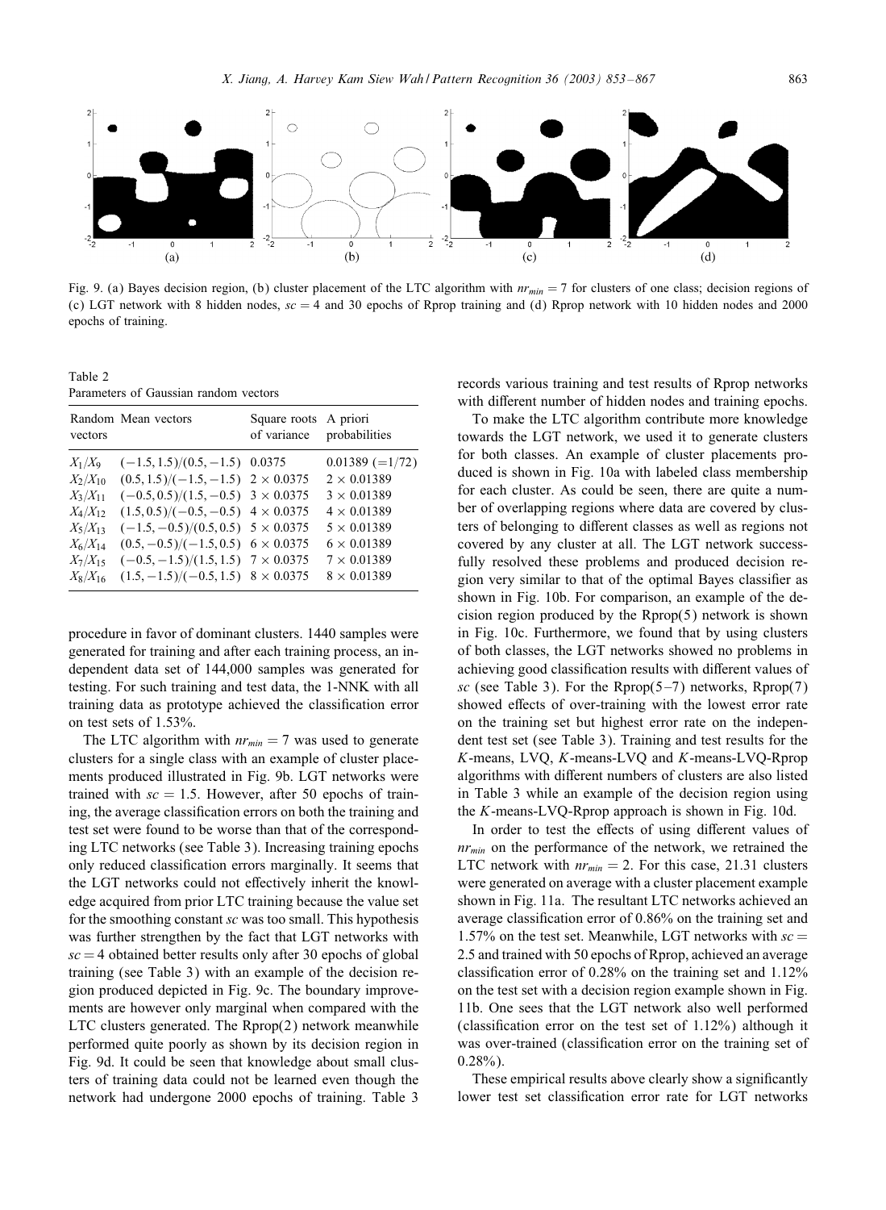Fig. 9. (a) Bayes decision region, (b) cluster placement of the LTC algorithm with $nr_{min} = 7$ for clusters of one class; decision regions of (c) LGT network with 8 hidden nodes, $sc = 4$ and 30 epochs of Rprop training and (d) Rprop network with 10 hidden nodes and 2000 epochs of training.

Table 2
Parameters of Gaussian random vectors

| Random vectors | Mean vectors | Square roots of variance | A priori probabilities |
|---|---|---|---|
| $X_1/X_9$ | $(-1.5, 1.5)/(0.5, -1.5)$ | 0.0375 | $0.01389$ $(=1/72)$ |
| $X_2/X_{10}$ | $(0.5, 1.5)/(-1.5, -1.5)$ | $2 \times 0.0375$ | $2 \times 0.01389$ |
| $X_3/X_{11}$ | $(-0.5, 0.5)/(1.5, -0.5)$ | $3 \times 0.0375$ | $3 \times 0.01389$ |
| $X_4/X_{12}$ | $(1.5, 0.5)/(-0.5, -0.5)$ | $4 \times 0.0375$ | $4 \times 0.01389$ |
| $X_5/X_{13}$ | $(-1.5, -0.5)/(0.5, 0.5)$ | $5 \times 0.0375$ | $5 \times 0.01389$ |
| $X_6/X_{14}$ | $(0.5, -0.5)/(-1.5, 0.5)$ | $6 \times 0.0375$ | $6 \times 0.01389$ |
| $X_7/X_{15}$ | $(-0.5, -1.5)/(1.5, 1.5)$ | $7 \times 0.0375$ | $7 \times 0.01389$ |
| $X_8/X_{16}$ | $(1.5, -1.5)/(-0.5, 1.5)$ | $8 \times 0.0375$ | $8 \times 0.01389$ |

procedure in favor of dominant clusters. 1440 samples were generated for training and after each training process, an independent data set of 144,000 samples was generated for testing. For such training and test data, the 1-NNK with all training data as prototype achieved the classification error on test sets of 1.53%.

The LTC algorithm with $nr_{min} = 7$ was used to generate clusters for a single class with an example of cluster placements produced illustrated in Fig. 9b. LGT networks were trained with $sc = 1.5$. However, after 50 epochs of training, the average classification errors on both the training and test set were found to be worse than that of the corresponding LTC networks (see Table 3). Increasing training epochs only reduced classification errors marginally. It seems that the LGT networks could not effectively inherit the knowledge acquired from prior LTC training because the value set for the smoothing constant $sc$ was too small. This hypothesis was further strengthen by the fact that LGT networks with $sc = 4$ obtained better results only after 30 epochs of global training (see Table 3) with an example of the decision region produced depicted in Fig. 9c. The boundary improvements are however only marginal when compared with the LTC clusters generated. The Rprop(2) network meanwhile performed quite poorly as shown by its decision region in Fig. 9d. It could be seen that knowledge about small clusters of training data could not be learned even though the network had undergone 2000 epochs of training. Table 3 records various training and test results of Rprop networks with different number of hidden nodes and training epochs.

To make the LTC algorithm contribute more knowledge towards the LGT network, we used it to generate clusters for both classes. An example of cluster placements produced is shown in Fig. 10a with labeled class membership for each cluster. As could be seen, there are quite a number of overlapping regions where data are covered by clusters of belonging to different classes as well as regions not covered by any cluster at all. The LGT network successfully resolved these problems and produced decision region very similar to that of the optimal Bayes classifier as shown in Fig. 10b. For comparison, an example of the decision region produced by the Rprop(5) network is shown in Fig. 10c. Furthermore, we found that by using clusters of both classes, the LGT networks showed no problems in achieving good classification results with different values of $sc$ (see Table 3). For the Rprop(5–7) networks, Rprop(7) showed effects of over-training with the lowest error rate on the training set but highest error rate on the independent test set (see Table 3). Training and test results for the $K$-means, LVQ, $K$-means-LVQ and $K$-means-LVQ-Rprop algorithms with different numbers of clusters are also listed in Table 3 while an example of the decision region using the $K$-means-LVQ-Rprop approach is shown in Fig. 10d.

In order to test the effects of using different values of $nr_{min}$ on the performance of the network, we retrained the LTC network with $nr_{min} = 2$. For this case, 21.31 clusters were generated on average with a cluster placement example shown in Fig. 11a. The resultant LTC networks achieved an average classification error of 0.86% on the training set and 1.57% on the test set. Meanwhile, LGT networks with $sc = 2.5$ and trained with 50 epochs of Rprop, achieved an average classification error of 0.28% on the training set and 1.12% on the test set with a decision region example shown in Fig. 11b. One sees that the LGT network also well performed (classification error on the test set of 1.12%) although it was over-trained (classification error on the training set of 0.28%).

These empirical results above clearly show a significantly lower test set classification error rate for LGT networks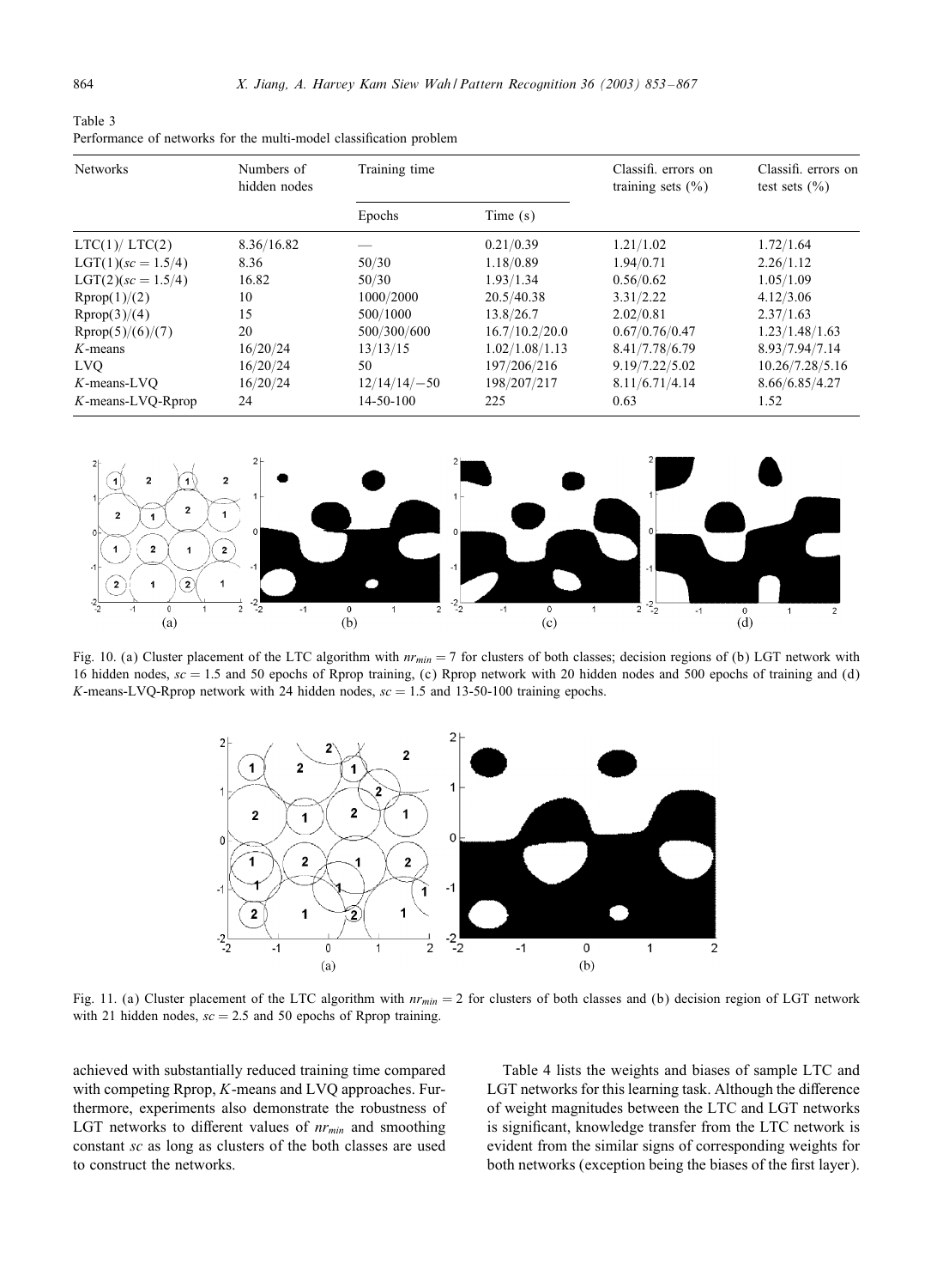Table 3
Performance of networks for the multi-model classification problem

| Networks | Numbers of hidden nodes | Training time | | Classifi. errors on training sets (%) | Classifi. errors on test sets (%) |
|---|---|---|---|---|---|
| | | Epochs | Time (s) | | |
| LTC(1)/ LTC(2) | 8.36/16.82 | — | 0.21/0.39 | 1.21/1.02 | 1.72/1.64 |
| LGT(1)($sc = 1.5/4$) | 8.36 | 50/30 | 1.18/0.89 | 1.94/0.71 | 2.26/1.12 |
| LGT(2)($sc = 1.5/4$) | 16.82 | 50/30 | 1.93/1.34 | 0.56/0.62 | 1.05/1.09 |
| Rprop(1)/(2) | 10 | 1000/2000 | 20.5/40.38 | 3.31/2.22 | 4.12/3.06 |
| Rprop(3)/(4) | 15 | 500/1000 | 13.8/26.7 | 2.02/0.81 | 2.37/1.63 |
| Rprop(5)/(6)/(7) | 20 | 500/300/600 | 16.7/10.2/20.0 | 0.67/0.76/0.47 | 1.23/1.48/1.63 |
| $K$-means | 16/20/24 | 13/13/15 | 1.02/1.08/1.13 | 8.41/7.78/6.79 | 8.93/7.94/7.14 |
| LVQ | 16/20/24 | 50 | 197/206/216 | 9.19/7.22/5.02 | 10.26/7.28/5.16 |
| $K$-means-LVQ | 16/20/24 | 12/14/14/−50 | 198/207/217 | 8.11/6.71/4.14 | 8.66/6.85/4.27 |
| $K$-means-LVQ-Rprop | 24 | 14-50-100 | 225 | 0.63 | 1.52 |

Fig. 10. (a) Cluster placement of the LTC algorithm with $nr_{min} = 7$ for clusters of both classes; decision regions of (b) LGT network with 16 hidden nodes, $sc = 1.5$ and 50 epochs of Rprop training, (c) Rprop network with 20 hidden nodes and 500 epochs of training and (d) $K$-means-LVQ-Rprop network with 24 hidden nodes, $sc = 1.5$ and 13-50-100 training epochs.

Fig. 11. (a) Cluster placement of the LTC algorithm with $nr_{min} = 2$ for clusters of both classes and (b) decision region of LGT network with 21 hidden nodes, $sc = 2.5$ and 50 epochs of Rprop training.

achieved with substantially reduced training time compared with competing Rprop, $K$-means and LVQ approaches. Furthermore, experiments also demonstrate the robustness of LGT networks to different values of $nr_{min}$ and smoothing constant $sc$ as long as clusters of the both classes are used to construct the networks.

Table 4 lists the weights and biases of sample LTC and LGT networks for this learning task. Although the difference of weight magnitudes between the LTC and LGT networks is significant, knowledge transfer from the LTC network is evident from the similar signs of corresponding weights for both networks (exception being the biases of the first layer).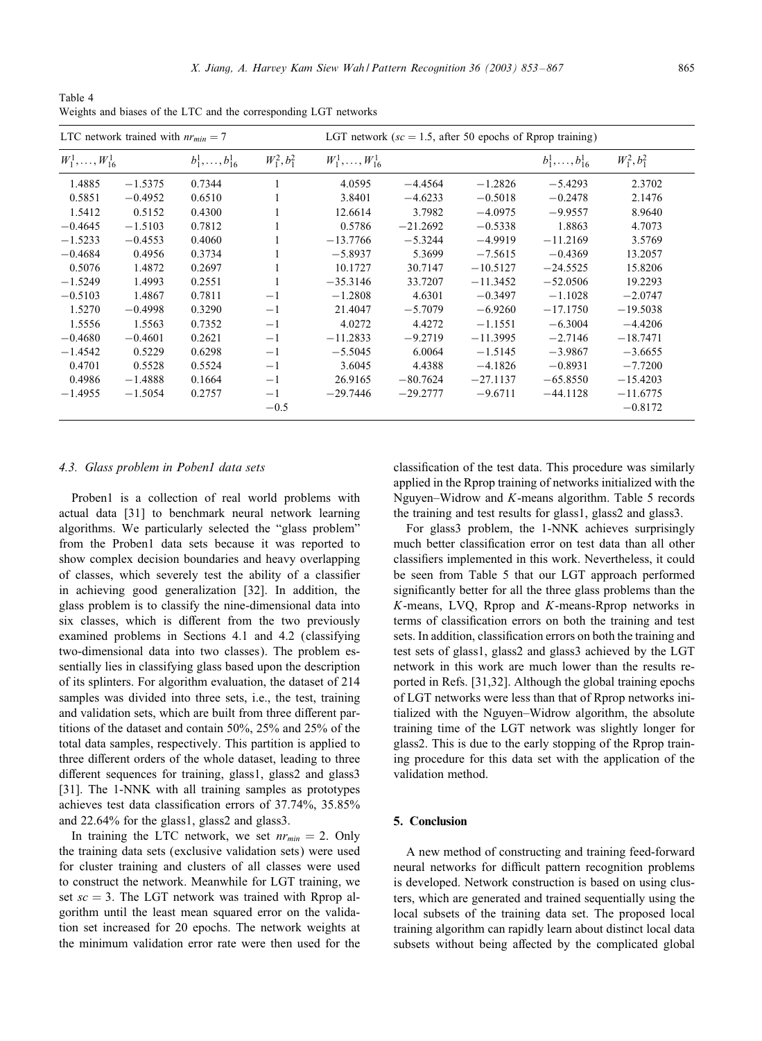Table 4
Weights and biases of the LTC and the corresponding LGT networks

| LTC network trained with $nr_{min} = 7$ | | | | LGT network ($sc = 1.5$, after 50 epochs of Rprop training) | | | | |
|---|---|---|---|---|---|---|---|---|
| $W_1^1, \ldots, W_{16}^1$ | | $b_1^1, \ldots, b_{16}^1$ | $W_1^2, b_1^2$ | $W_1^1, \ldots, W_{16}^1$ | | | $b_1^1, \ldots, b_{16}^1$ | $W_1^2, b_1^2$ |
| 1.4885 | −1.5375 | 0.7344 | 1 | 4.0595 | −4.4564 | −1.2826 | −5.4293 | 2.3702 |
| 0.5851 | −0.4952 | 0.6510 | 1 | 3.8401 | −4.6233 | −0.5018 | −0.2478 | 2.1476 |
| 1.5412 | 0.5152 | 0.4300 | 1 | 12.6614 | 3.7982 | −4.0975 | −9.9557 | 8.9640 |
| −0.4645 | −1.5103 | 0.7812 | 1 | 0.5786 | −21.2692 | −0.5338 | 1.8863 | 4.7073 |
| −1.5233 | −0.4553 | 0.4060 | 1 | −13.7766 | −5.3244 | −4.9919 | −11.2169 | 3.5769 |
| −0.4684 | 0.4956 | 0.3734 | 1 | −5.8937 | 5.3699 | −7.5615 | −0.4369 | 13.2057 |
| 0.5076 | 1.4872 | 0.2697 | 1 | 10.1727 | 30.7147 | −10.5127 | −24.5525 | 15.8206 |
| −1.5249 | 1.4993 | 0.2551 | 1 | −35.3146 | 33.7207 | −11.3452 | −52.0506 | 19.2293 |
| −0.5103 | 1.4867 | 0.7811 | −1 | −1.2808 | 4.6301 | −0.3497 | −1.1028 | −2.0747 |
| 1.5270 | −0.4998 | 0.3290 | −1 | 21.4047 | −5.7079 | −6.9260 | −17.1750 | −19.5038 |
| 1.5556 | 1.5563 | 0.7352 | −1 | 4.0272 | 4.4272 | −1.1551 | −6.3004 | −4.4206 |
| −0.4680 | −0.4601 | 0.2621 | −1 | −11.2833 | −9.2719 | −11.3995 | −2.7146 | −18.7471 |
| −1.4542 | 0.5229 | 0.6298 | −1 | −5.5045 | 6.0064 | −1.5145 | −3.9867 | −3.6655 |
| 0.4701 | 0.5528 | 0.5524 | −1 | 3.6045 | 4.4388 | −4.1826 | −0.8931 | −7.7200 |
| 0.4986 | −1.4888 | 0.1664 | −1 | 26.9165 | −80.7624 | −27.1137 | −65.8550 | −15.4203 |
| −1.4955 | −1.5054 | 0.2757 | −1 | −29.7446 | −29.2777 | −9.6711 | −44.1128 | −11.6775 |
| | | | −0.5 | | | | | −0.8172 |

### 4.3. Glass problem in Poben1 data sets

Proben1 is a collection of real world problems with actual data [31] to benchmark neural network learning algorithms. We particularly selected the "glass problem" from the Proben1 data sets because it was reported to show complex decision boundaries and heavy overlapping of classes, which severely test the ability of a classifier in achieving good generalization [32]. In addition, the glass problem is to classify the nine-dimensional data into six classes, which is different from the two previously examined problems in Sections 4.1 and 4.2 (classifying two-dimensional data into two classes). The problem essentially lies in classifying glass based upon the description of its splinters. For algorithm evaluation, the dataset of 214 samples was divided into three sets, i.e., the test, training and validation sets, which are built from three different partitions of the dataset and contain 50%, 25% and 25% of the total data samples, respectively. This partition is applied to three different orders of the whole dataset, leading to three different sequences for training, glass1, glass2 and glass3 [31]. The 1-NNK with all training samples as prototypes achieves test data classification errors of 37.74%, 35.85% and 22.64% for the glass1, glass2 and glass3.

In training the LTC network, we set $nr_{min} = 2$. Only the training data sets (exclusive validation sets) were used for cluster training and clusters of all classes were used to construct the network. Meanwhile for LGT training, we set $sc = 3$. The LGT network was trained with Rprop algorithm until the least mean squared error on the validation set increased for 20 epochs. The network weights at the minimum validation error rate were then used for the classification of the test data. This procedure was similarly applied in the Rprop training of networks initialized with the Nguyen–Widrow and $K$-means algorithm. Table 5 records the training and test results for glass1, glass2 and glass3.

For glass3 problem, the 1-NNK achieves surprisingly much better classification error on test data than all other classifiers implemented in this work. Nevertheless, it could be seen from Table 5 that our LGT approach performed significantly better for all the three glass problems than the $K$-means, LVQ, Rprop and $K$-means-Rprop networks in terms of classification errors on both the training and test sets. In addition, classification errors on both the training and test sets of glass1, glass2 and glass3 achieved by the LGT network in this work are much lower than the results reported in Refs. [31,32]. Although the global training epochs of LGT networks were less than that of Rprop networks initialized with the Nguyen–Widrow algorithm, the absolute training time of the LGT network was slightly longer for glass2. This is due to the early stopping of the Rprop training procedure for this data set with the application of the validation method.

## 5. Conclusion

A new method of constructing and training feed-forward neural networks for difficult pattern recognition problems is developed. Network construction is based on using clusters, which are generated and trained sequentially using the local subsets of the training data set. The proposed local training algorithm can rapidly learn about distinct local data subsets without being affected by the complicated global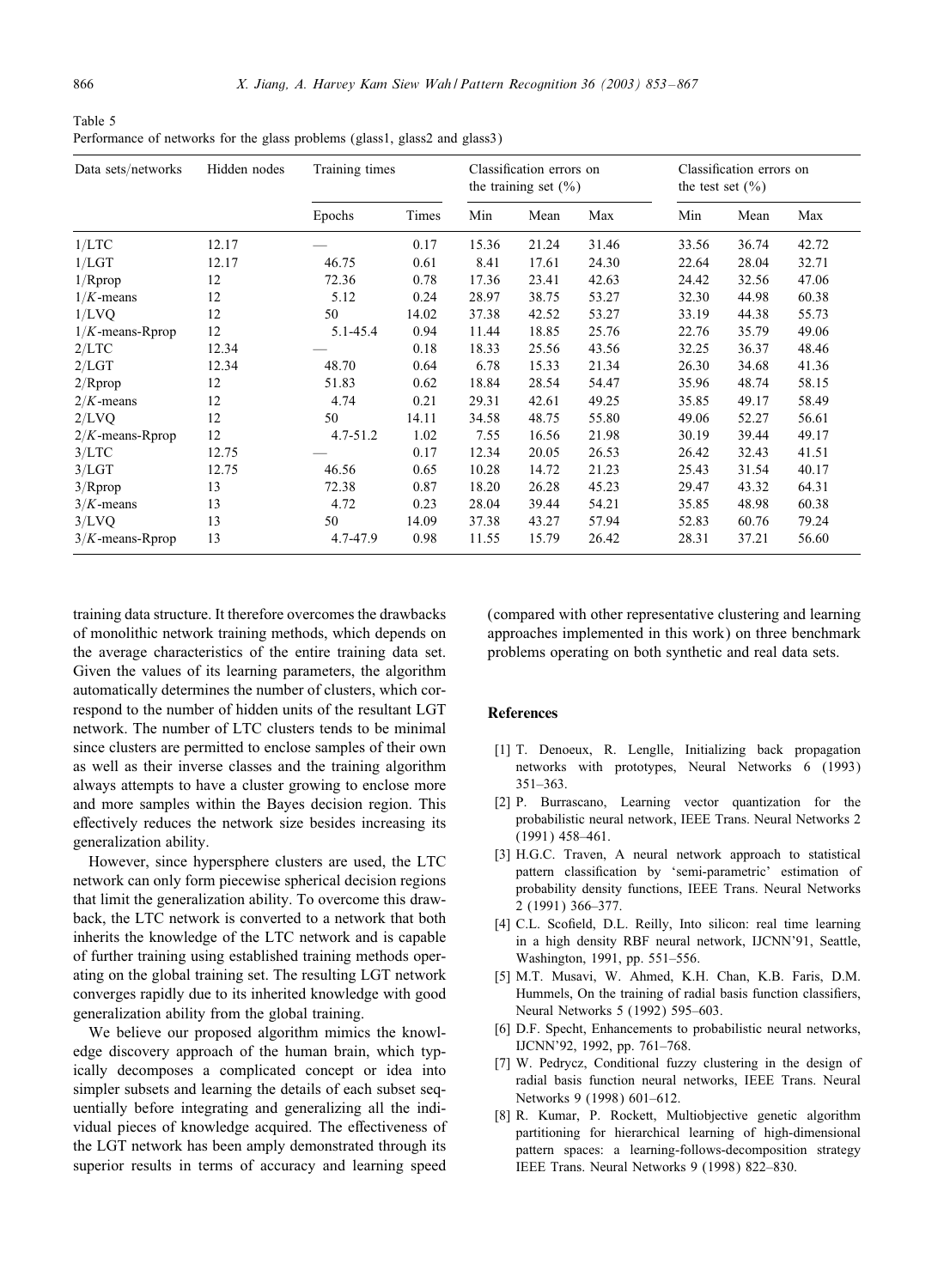Table 5
Performance of networks for the glass problems (glass1, glass2 and glass3)

| Data sets/networks | Hidden nodes | Training times | | Classification errors on the training set (%) | | | Classification errors on the test set (%) | | |
|---|---|---|---|---|---|---|---|---|---|
| | | Epochs | Times | Min | Mean | Max | Min | Mean | Max |
| 1/LTC | 12.17 | — | 0.17 | 15.36 | 21.24 | 31.46 | 33.56 | 36.74 | 42.72 |
| 1/LGT | 12.17 | 46.75 | 0.61 | 8.41 | 17.61 | 24.30 | 22.64 | 28.04 | 32.71 |
| 1/Rprop | 12 | 72.36 | 0.78 | 17.36 | 23.41 | 42.63 | 24.42 | 32.56 | 47.06 |
| 1/$K$-means | 12 | 5.12 | 0.24 | 28.97 | 38.75 | 53.27 | 32.30 | 44.98 | 60.38 |
| 1/LVQ | 12 | 50 | 14.02 | 37.38 | 42.52 | 53.27 | 33.19 | 44.38 | 55.73 |
| 1/$K$-means-Rprop | 12 | 5.1-45.4 | 0.94 | 11.44 | 18.85 | 25.76 | 22.76 | 35.79 | 49.06 |
| 2/LTC | 12.34 | — | 0.18 | 18.33 | 25.56 | 43.56 | 32.25 | 36.37 | 48.46 |
| 2/LGT | 12.34 | 48.70 | 0.64 | 6.78 | 15.33 | 21.34 | 26.30 | 34.68 | 41.36 |
| 2/Rprop | 12 | 51.83 | 0.62 | 18.84 | 28.54 | 54.47 | 35.96 | 48.74 | 58.15 |
| 2/$K$-means | 12 | 4.74 | 0.21 | 29.31 | 42.61 | 49.25 | 35.85 | 49.17 | 58.49 |
| 2/LVQ | 12 | 50 | 14.11 | 34.58 | 48.75 | 55.80 | 49.06 | 52.27 | 56.61 |
| 2/$K$-means-Rprop | 12 | 4.7-51.2 | 1.02 | 7.55 | 16.56 | 21.98 | 30.19 | 39.44 | 49.17 |
| 3/LTC | 12.75 | — | 0.17 | 12.34 | 20.05 | 26.53 | 26.42 | 32.43 | 41.51 |
| 3/LGT | 12.75 | 46.56 | 0.65 | 10.28 | 14.72 | 21.23 | 25.43 | 31.54 | 40.17 |
| 3/Rprop | 13 | 72.38 | 0.87 | 18.20 | 26.28 | 45.23 | 29.47 | 43.32 | 64.31 |
| 3/$K$-means | 13 | 4.72 | 0.23 | 28.04 | 39.44 | 54.21 | 35.85 | 48.98 | 60.38 |
| 3/LVQ | 13 | 50 | 14.09 | 37.38 | 43.27 | 57.94 | 52.83 | 60.76 | 79.24 |
| 3/$K$-means-Rprop | 13 | 4.7-47.9 | 0.98 | 11.55 | 15.79 | 26.42 | 28.31 | 37.21 | 56.60 |

training data structure. It therefore overcomes the drawbacks of monolithic network training methods, which depends on the average characteristics of the entire training data set. Given the values of its learning parameters, the algorithm automatically determines the number of clusters, which correspond to the number of hidden units of the resultant LGT network. The number of LTC clusters tends to be minimal since clusters are permitted to enclose samples of their own as well as their inverse classes and the training algorithm always attempts to have a cluster growing to enclose more and more samples within the Bayes decision region. This effectively reduces the network size besides increasing its generalization ability.

However, since hypersphere clusters are used, the LTC network can only form piecewise spherical decision regions that limit the generalization ability. To overcome this drawback, the LTC network is converted to a network that both inherits the knowledge of the LTC network and is capable of further training using established training methods operating on the global training set. The resulting LGT network converges rapidly due to its inherited knowledge with good generalization ability from the global training.

We believe our proposed algorithm mimics the knowledge discovery approach of the human brain, which typically decomposes a complicated concept or idea into simpler subsets and learning the details of each subset sequentially before integrating and generalizing all the individual pieces of knowledge acquired. The effectiveness of the LGT network has been amply demonstrated through its superior results in terms of accuracy and learning speed (compared with other representative clustering and learning approaches implemented in this work) on three benchmark problems operating on both synthetic and real data sets.

## References

[1] T. Denoeux, R. Lenglle, Initializing back propagation networks with prototypes, Neural Networks 6 (1993) 351–363.

[2] P. Burrascano, Learning vector quantization for the probabilistic neural network, IEEE Trans. Neural Networks 2 (1991) 458–461.

[3] H.G.C. Traven, A neural network approach to statistical pattern classification by 'semi-parametric' estimation of probability density functions, IEEE Trans. Neural Networks 2 (1991) 366–377.

[4] C.L. Scofield, D.L. Reilly, Into silicon: real time learning in a high density RBF neural network, IJCNN'91, Seattle, Washington, 1991, pp. 551–556.

[5] M.T. Musavi, W. Ahmed, K.H. Chan, K.B. Faris, D.M. Hummels, On the training of radial basis function classifiers, Neural Networks 5 (1992) 595–603.

[6] D.F. Specht, Enhancements to probabilistic neural networks, IJCNN'92, 1992, pp. 761–768.

[7] W. Pedrycz, Conditional fuzzy clustering in the design of radial basis function neural networks, IEEE Trans. Neural Networks 9 (1998) 601–612.

[8] R. Kumar, P. Rockett, Multiobjective genetic algorithm partitioning for hierarchical learning of high-dimensional pattern spaces: a learning-follows-decomposition strategy IEEE Trans. Neural Networks 9 (1998) 822–830.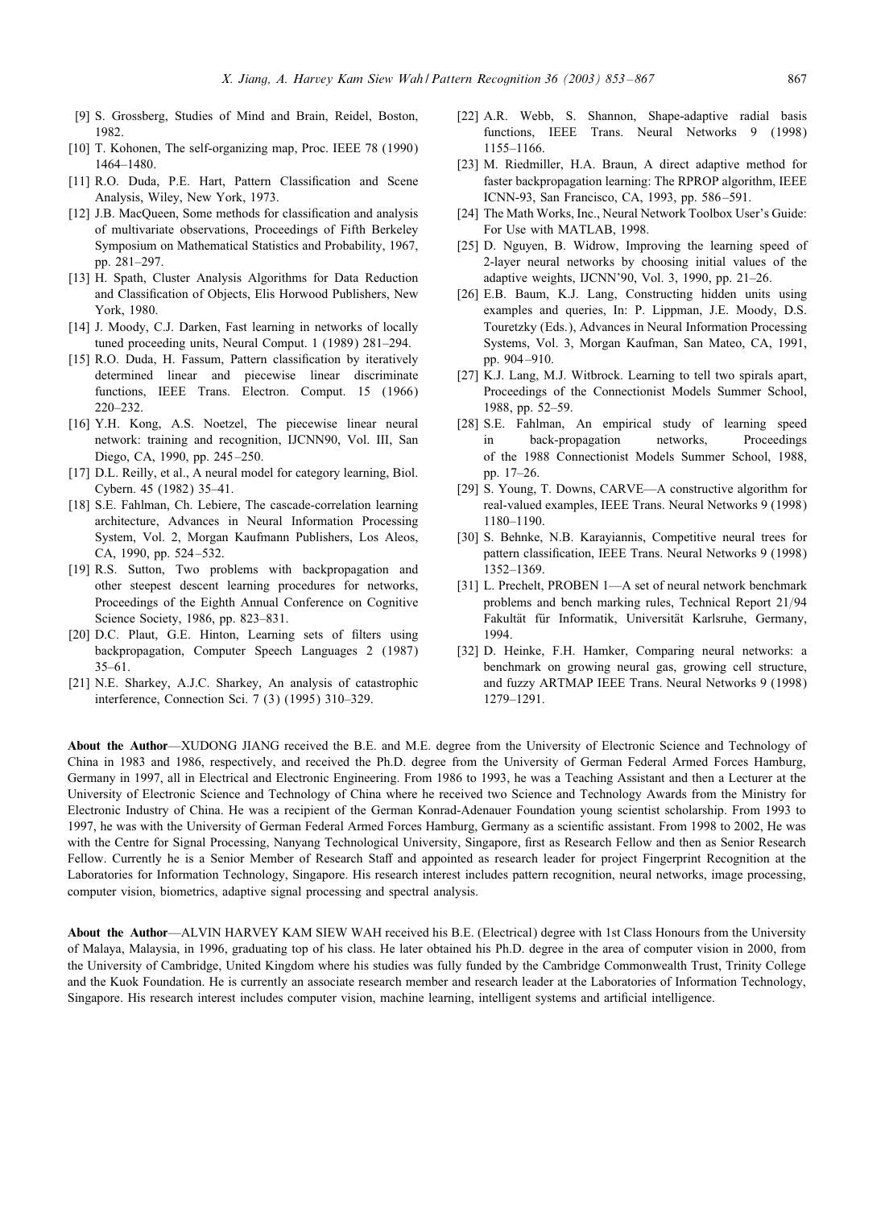[9] S. Grossberg, Studies of Mind and Brain, Reidel, Boston, 1982.

[10] T. Kohonen, The self-organizing map, Proc. IEEE 78 (1990) 1464–1480.

[11] R.O. Duda, P.E. Hart, Pattern Classification and Scene Analysis, Wiley, New York, 1973.

[12] J.B. MacQueen, Some methods for classification and analysis of multivariate observations, Proceedings of Fifth Berkeley Symposium on Mathematical Statistics and Probability, 1967, pp. 281–297.

[13] H. Spath, Cluster Analysis Algorithms for Data Reduction and Classification of Objects, Elis Horwood Publishers, New York, 1980.

[14] J. Moody, C.J. Darken, Fast learning in networks of locally tuned proceeding units, Neural Comput. 1 (1989) 281–294.

[15] R.O. Duda, H. Fassum, Pattern classification by iteratively determined linear and piecewise linear discriminate functions, IEEE Trans. Electron. Comput. 15 (1966) 220–232.

[16] Y.H. Kong, A.S. Noetzel, The piecewise linear neural network: training and recognition, IJCNN90, Vol. III, San Diego, CA, 1990, pp. 245–250.

[17] D.L. Reilly, et al., A neural model for category learning, Biol. Cybern. 45 (1982) 35–41.

[18] S.E. Fahlman, Ch. Lebiere, The cascade-correlation learning architecture, Advances in Neural Information Processing System, Vol. 2, Morgan Kaufmann Publishers, Los Aleos, CA, 1990, pp. 524–532.

[19] R.S. Sutton, Two problems with backpropagation and other steepest descent learning procedures for networks, Proceedings of the Eighth Annual Conference on Cognitive Science Society, 1986, pp. 823–831.

[20] D.C. Plaut, G.E. Hinton, Learning sets of filters using backpropagation, Computer Speech Languages 2 (1987) 35–61.

[21] N.E. Sharkey, A.J.C. Sharkey, An analysis of catastrophic interference, Connection Sci. 7 (3) (1995) 310–329.

[22] A.R. Webb, S. Shannon, Shape-adaptive radial basis functions, IEEE Trans. Neural Networks 9 (1998) 1155–1166.

[23] M. Riedmiller, H.A. Braun, A direct adaptive method for faster backpropagation learning: The RPROP algorithm, IEEE ICNN-93, San Francisco, CA, 1993, pp. 586–591.

[24] The Math Works, Inc., Neural Network Toolbox User's Guide: For Use with MATLAB, 1998.

[25] D. Nguyen, B. Widrow, Improving the learning speed of 2-layer neural networks by choosing initial values of the adaptive weights, IJCNN'90, Vol. 3, 1990, pp. 21–26.

[26] E.B. Baum, K.J. Lang, Constructing hidden units using examples and queries, In: P. Lippman, J.E. Moody, D.S. Touretzky (Eds.), Advances in Neural Information Processing Systems, Vol. 3, Morgan Kaufman, San Mateo, CA, 1991, pp. 904–910.

[27] K.J. Lang, M.J. Witbrock. Learning to tell two spirals apart, Proceedings of the Connectionist Models Summer School, 1988, pp. 52–59.

[28] S.E. Fahlman, An empirical study of learning speed in back-propagation networks, Proceedings of the 1988 Connectionist Models Summer School, 1988, pp. 17–26.

[29] S. Young, T. Downs, CARVE—A constructive algorithm for real-valued examples, IEEE Trans. Neural Networks 9 (1998) 1180–1190.

[30] S. Behnke, N.B. Karayiannis, Competitive neural trees for pattern classification, IEEE Trans. Neural Networks 9 (1998) 1352–1369.

[31] L. Prechelt, PROBEN 1—A set of neural network benchmark problems and bench marking rules, Technical Report 21/94 Fakultät für Informatik, Universität Karlsruhe, Germany, 1994.

[32] D. Heinke, F.H. Hamker, Comparing neural networks: a benchmark on growing neural gas, growing cell structure, and fuzzy ARTMAP IEEE Trans. Neural Networks 9 (1998) 1279–1291.

**About the Author**—XUDONG JIANG received the B.E. and M.E. degree from the University of Electronic Science and Technology of China in 1983 and 1986, respectively, and received the Ph.D. degree from the University of German Federal Armed Forces Hamburg, Germany in 1997, all in Electrical and Electronic Engineering. From 1986 to 1993, he was a Teaching Assistant and then a Lecturer at the University of Electronic Science and Technology of China where he received two Science and Technology Awards from the Ministry for Electronic Industry of China. He was a recipient of the German Konrad-Adenauer Foundation young scientist scholarship. From 1993 to 1997, he was with the University of German Federal Armed Forces Hamburg, Germany as a scientific assistant. From 1998 to 2002, He was with the Centre for Signal Processing, Nanyang Technological University, Singapore, first as Research Fellow and then as Senior Research Fellow. Currently he is a Senior Member of Research Staff and appointed as research leader for project Fingerprint Recognition at the Laboratories for Information Technology, Singapore. His research interest includes pattern recognition, neural networks, image processing, computer vision, biometrics, adaptive signal processing and spectral analysis.

**About the Author**—ALVIN HARVEY KAM SIEW WAH received his B.E. (Electrical) degree with 1st Class Honours from the University of Malaya, Malaysia, in 1996, graduating top of his class. He later obtained his Ph.D. degree in the area of computer vision in 2000, from the University of Cambridge, United Kingdom where his studies was fully funded by the Cambridge Commonwealth Trust, Trinity College and the Kuok Foundation. He is currently an associate research member and research leader at the Laboratories of Information Technology, Singapore. His research interest includes computer vision, machine learning, intelligent systems and artificial intelligence.